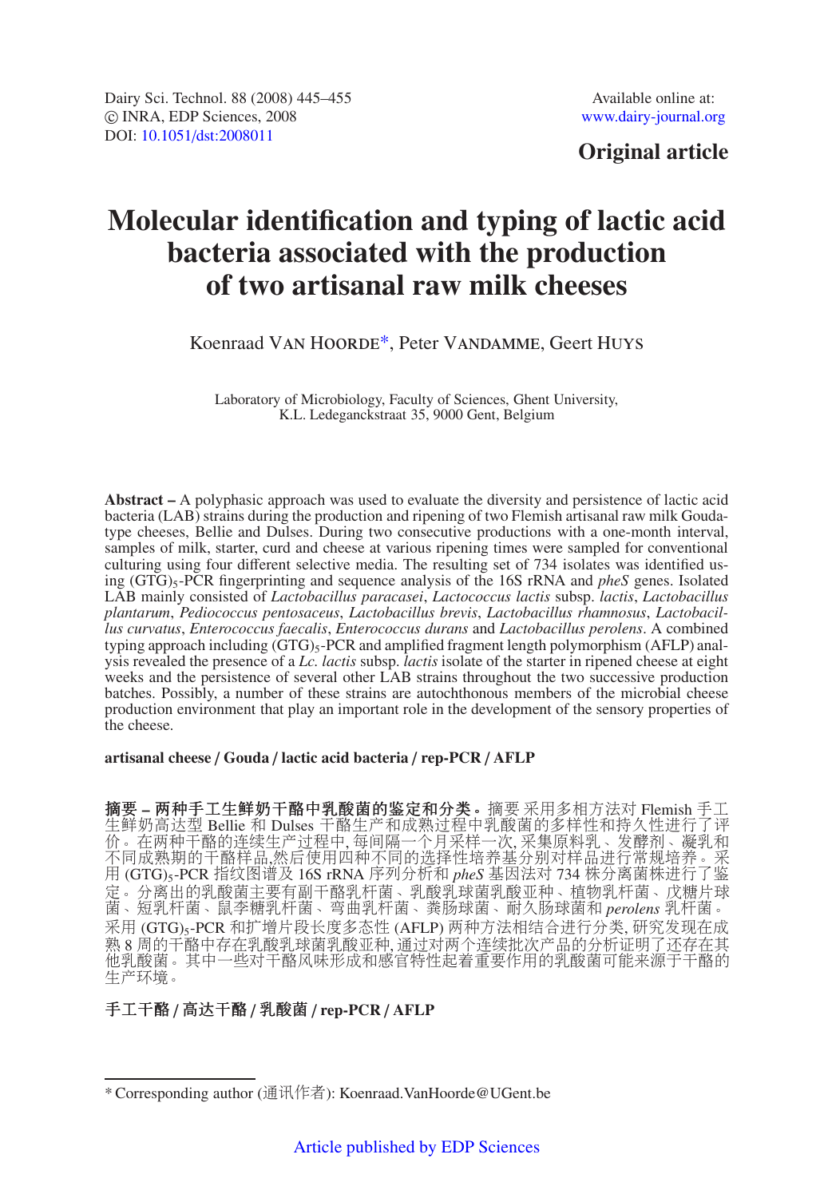Dairy Sci. Technol. 88 (2008) 445–455
© INRA, EDP Sciences, 2008
DOI: 10.1051/dst:2008011

Available online at:
www.dairy-journal.org

**Original article**

# Molecular identification and typing of lactic acid bacteria associated with the production of two artisanal raw milk cheeses

Koenraad Van Hoorde*, Peter Vandamme, Geert Huys

Laboratory of Microbiology, Faculty of Sciences, Ghent University,
K.L. Ledeganckstraat 35, 9000 Gent, Belgium

**Abstract –** A polyphasic approach was used to evaluate the diversity and persistence of lactic acid bacteria (LAB) strains during the production and ripening of two Flemish artisanal raw milk Gouda-type cheeses, Bellie and Dulses. During two consecutive productions with a one-month interval, samples of milk, starter, curd and cheese at various ripening times were sampled for conventional culturing using four different selective media. The resulting set of 734 isolates was identified using $(GTG)_5$-PCR fingerprinting and sequence analysis of the 16S rRNA and *pheS* genes. Isolated LAB mainly consisted of *Lactobacillus paracasei*, *Lactococcus lactis* subsp. *lactis*, *Lactobacillus plantarum*, *Pediococcus pentosaceus*, *Lactobacillus brevis*, *Lactobacillus rhamnosus*, *Lactobacillus curvatus*, *Enterococcus faecalis*, *Enterococcus durans* and *Lactobacillus perolens*. A combined typing approach including $(GTG)_5$-PCR and amplified fragment length polymorphism (AFLP) analysis revealed the presence of a *Lc. lactis* subsp. *lactis* isolate of the starter in ripened cheese at eight weeks and the persistence of several other LAB strains throughout the two successive production batches. Possibly, a number of these strains are autochthonous members of the microbial cheese production environment that play an important role in the development of the sensory properties of the cheese.

**artisanal cheese / Gouda / lactic acid bacteria / rep-PCR / AFLP**

**摘要 – 两种手工生鲜奶干酪中乳酸菌的鉴定和分类。**摘要 采用多相方法对 Flemish 手工生鲜奶高达型 Bellie 和 Dulses 干酪生产和成熟过程中乳酸菌的多样性和持久性进行了评价。在两种干酪的连续生产过程中, 每间隔一个月采样一次, 采集原料乳、发酵剂、凝乳和不同成熟期的干酪样品,然后使用四种不同的选择性培养基分别对样品进行常规培养。采用 $(GTG)_5$-PCR 指纹图谱及 16S rRNA 序列分析和 *pheS* 基因法对 734 株分离菌株进行了鉴定。分离出的乳酸菌主要有副干酪乳杆菌、乳酸乳球菌乳酸亚种、植物乳杆菌、戊糖片球菌、短乳杆菌、鼠李糖乳杆菌、弯曲乳杆菌、粪肠球菌、耐久肠球菌和 *perolens* 乳杆菌。采用 $(GTG)_5$-PCR 和扩增片段长度多态性 (AFLP) 两种方法相结合进行分类, 研究发现在成熟 8 周的干酪中存在乳酸乳球菌乳酸亚种, 通过对两个连续批次产品的分析证明了还存在其他乳酸菌。其中一些对干酪风味形成和感官特性起着重要作用的乳酸菌可能来源于干酪的生产环境。

**手工干酪 / 高达干酪 / 乳酸菌 / rep-PCR / AFLP**

---

\* Corresponding author (通讯作者): Koenraad.VanHoorde@UGent.be

Article published by EDP Sciences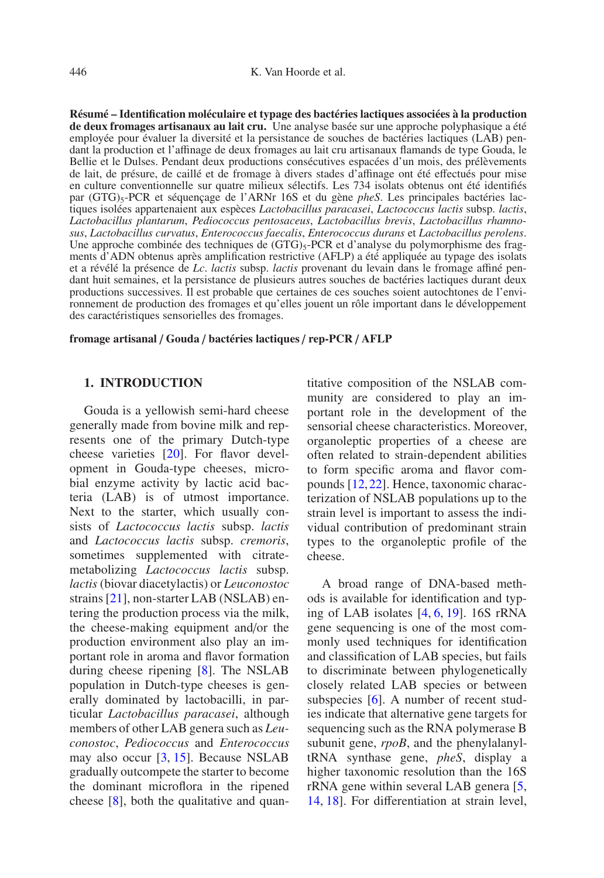**Résumé – Identification moléculaire et typage des bactéries lactiques associées à la production de deux fromages artisanaux au lait cru.** Une analyse basée sur une approche polyphasique a été employée pour évaluer la diversité et la persistance de souches de bactéries lactiques (LAB) pendant la production et l'affinage de deux fromages au lait cru artisanaux flamands de type Gouda, le Bellie et le Dulses. Pendant deux productions consécutives espacées d'un mois, des prélèvements de lait, de présure, de caillé et de fromage à divers stades d'affinage ont été effectués pour mise en culture conventionnelle sur quatre milieux sélectifs. Les 734 isolats obtenus ont été identifiés par $(GTG)_5$-PCR et séquençage de l'ARNr 16S et du gène *pheS*. Les principales bactéries lactiques isolées appartenaient aux espèces *Lactobacillus paracasei*, *Lactococcus lactis* subsp. *lactis*, *Lactobacillus plantarum*, *Pediococcus pentosaceus*, *Lactobacillus brevis*, *Lactobacillus rhamnosus*, *Lactobacillus curvatus*, *Enterococcus faecalis*, *Enterococcus durans* et *Lactobacillus perolens*. Une approche combinée des techniques de $(GTG)_5$-PCR et d'analyse du polymorphisme des fragments d'ADN obtenus après amplification restrictive (AFLP) a été appliquée au typage des isolats et a révélé la présence de *Lc. lactis* subsp. *lactis* provenant du levain dans le fromage affiné pendant huit semaines, et la persistance de plusieurs autres souches de bactéries lactiques durant deux productions successives. Il est probable que certaines de ces souches soient autochtones de l'environnement de production des fromages et qu'elles jouent un rôle important dans le développement des caractéristiques sensorielles des fromages.

**fromage artisanal / Gouda / bactéries lactiques / rep-PCR / AFLP**

## 1. INTRODUCTION

Gouda is a yellowish semi-hard cheese generally made from bovine milk and represents one of the primary Dutch-type cheese varieties [20]. For flavor development in Gouda-type cheeses, microbial enzyme activity by lactic acid bacteria (LAB) is of utmost importance. Next to the starter, which usually consists of *Lactococcus lactis* subsp. *lactis* and *Lactococcus lactis* subsp. *cremoris*, sometimes supplemented with citrate-metabolizing *Lactococcus lactis* subsp. *lactis* (biovar diacetylactis) or *Leuconostoc* strains [21], non-starter LAB (NSLAB) entering the production process via the milk, the cheese-making equipment and/or the production environment also play an important role in aroma and flavor formation during cheese ripening [8]. The NSLAB population in Dutch-type cheeses is generally dominated by lactobacilli, in particular *Lactobacillus paracasei*, although members of other LAB genera such as *Leuconostoc*, *Pediococcus* and *Enterococcus* may also occur [3, 15]. Because NSLAB gradually outcompete the starter to become the dominant microflora in the ripened cheese [8], both the qualitative and quantitative composition of the NSLAB community are considered to play an important role in the development of the sensorial cheese characteristics. Moreover, organoleptic properties of a cheese are often related to strain-dependent abilities to form specific aroma and flavor compounds [12, 22]. Hence, taxonomic characterization of NSLAB populations up to the strain level is important to assess the individual contribution of predominant strain types to the organoleptic profile of the cheese.

A broad range of DNA-based methods is available for identification and typing of LAB isolates [4, 6, 19]. 16S rRNA gene sequencing is one of the most commonly used techniques for identification and classification of LAB species, but fails to discriminate between phylogenetically closely related LAB species or between subspecies [6]. A number of recent studies indicate that alternative gene targets for sequencing such as the RNA polymerase B subunit gene, *rpoB*, and the phenylalanyl-tRNA synthase gene, *pheS*, display a higher taxonomic resolution than the 16S rRNA gene within several LAB genera [5, 14, 18]. For differentiation at strain level,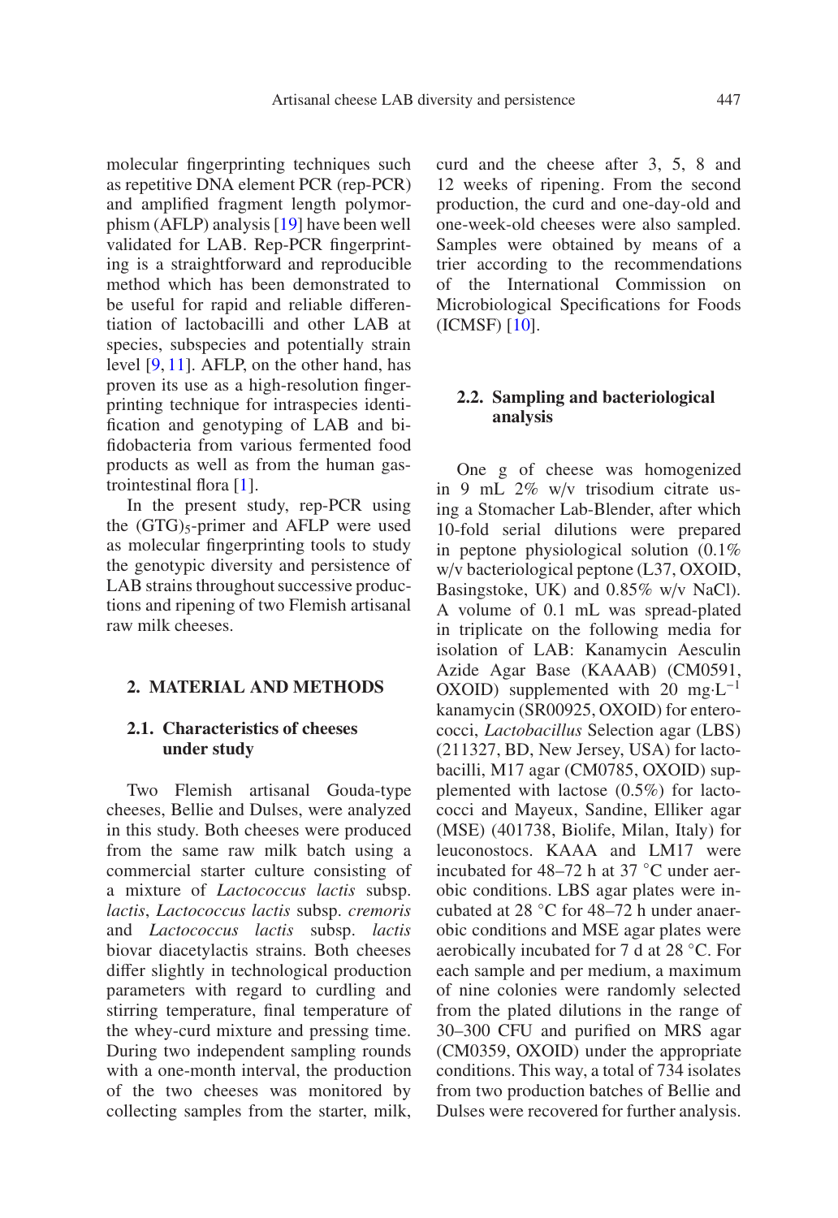molecular fingerprinting techniques such as repetitive DNA element PCR (rep-PCR) and amplified fragment length polymorphism (AFLP) analysis [19] have been well validated for LAB. Rep-PCR fingerprinting is a straightforward and reproducible method which has been demonstrated to be useful for rapid and reliable differentiation of lactobacilli and other LAB at species, subspecies and potentially strain level [9, 11]. AFLP, on the other hand, has proven its use as a high-resolution fingerprinting technique for intraspecies identification and genotyping of LAB and bifidobacteria from various fermented food products as well as from the human gastrointestinal flora [1].

In the present study, rep-PCR using the $(GTG)_5$-primer and AFLP were used as molecular fingerprinting tools to study the genotypic diversity and persistence of LAB strains throughout successive productions and ripening of two Flemish artisanal raw milk cheeses.

## 2. MATERIAL AND METHODS

### 2.1. Characteristics of cheeses under study

Two Flemish artisanal Gouda-type cheeses, Bellie and Dulses, were analyzed in this study. Both cheeses were produced from the same raw milk batch using a commercial starter culture consisting of a mixture of *Lactococcus lactis* subsp. *lactis*, *Lactococcus lactis* subsp. *cremoris* and *Lactococcus lactis* subsp. *lactis* biovar diacetylactis strains. Both cheeses differ slightly in technological production parameters with regard to curdling and stirring temperature, final temperature of the whey-curd mixture and pressing time. During two independent sampling rounds with a one-month interval, the production of the two cheeses was monitored by collecting samples from the starter, milk, curd and the cheese after 3, 5, 8 and 12 weeks of ripening. From the second production, the curd and one-day-old and one-week-old cheeses were also sampled. Samples were obtained by means of a trier according to the recommendations of the International Commission on Microbiological Specifications for Foods (ICMSF) [10].

### 2.2. Sampling and bacteriological analysis

One g of cheese was homogenized in 9 mL 2% w/v trisodium citrate using a Stomacher Lab-Blender, after which 10-fold serial dilutions were prepared in peptone physiological solution (0.1% w/v bacteriological peptone (L37, OXOID, Basingstoke, UK) and 0.85% w/v NaCl). A volume of 0.1 mL was spread-plated in triplicate on the following media for isolation of LAB: Kanamycin Aesculin Azide Agar Base (KAAAB) (CM0591, OXOID) supplemented with 20 mg·L$^{-1}$ kanamycin (SR00925, OXOID) for enterococci, *Lactobacillus* Selection agar (LBS) (211327, BD, New Jersey, USA) for lactobacilli, M17 agar (CM0785, OXOID) supplemented with lactose (0.5%) for lactococci and Mayeux, Sandine, Elliker agar (MSE) (401738, Biolife, Milan, Italy) for leuconostocs. KAAA and LM17 were incubated for 48–72 h at 37 °C under aerobic conditions. LBS agar plates were incubated at 28 °C for 48–72 h under anaerobic conditions and MSE agar plates were aerobically incubated for 7 d at 28 °C. For each sample and per medium, a maximum of nine colonies were randomly selected from the plated dilutions in the range of 30–300 CFU and purified on MRS agar (CM0359, OXOID) under the appropriate conditions. This way, a total of 734 isolates from two production batches of Bellie and Dulses were recovered for further analysis.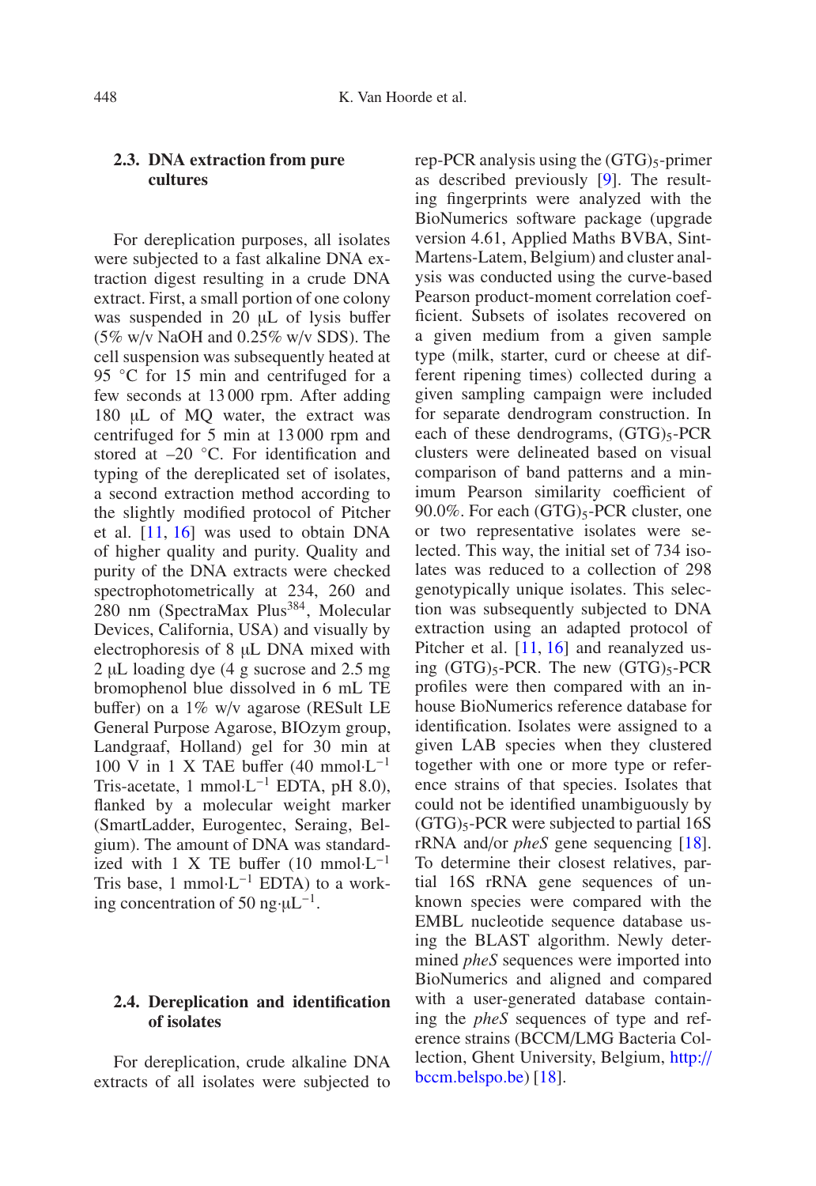### 2.3. DNA extraction from pure cultures

For dereplication purposes, all isolates were subjected to a fast alkaline DNA extraction digest resulting in a crude DNA extract. First, a small portion of one colony was suspended in 20 μL of lysis buffer (5% w/v NaOH and 0.25% w/v SDS). The cell suspension was subsequently heated at 95 °C for 15 min and centrifuged for a few seconds at 13 000 rpm. After adding 180 μL of MQ water, the extract was centrifuged for 5 min at 13 000 rpm and stored at –20 °C. For identification and typing of the dereplicated set of isolates, a second extraction method according to the slightly modified protocol of Pitcher et al. [11, 16] was used to obtain DNA of higher quality and purity. Quality and purity of the DNA extracts were checked spectrophotometrically at 234, 260 and 280 nm (SpectraMax Plus[384], Molecular Devices, California, USA) and visually by electrophoresis of 8 μL DNA mixed with 2 μL loading dye (4 g sucrose and 2.5 mg bromophenol blue dissolved in 6 mL TE buffer) on a 1% w/v agarose (RESult LE General Purpose Agarose, BIOzym group, Landgraaf, Holland) gel for 30 min at 100 V in 1 X TAE buffer (40 $\text{mmol}\cdot\text{L}^{-1}$ Tris-acetate, 1 $\text{mmol}\cdot\text{L}^{-1}$ EDTA, pH 8.0), flanked by a molecular weight marker (SmartLadder, Eurogentec, Seraing, Belgium). The amount of DNA was standardized with 1 X TE buffer (10 $\text{mmol}\cdot\text{L}^{-1}$ Tris base, 1 $\text{mmol}\cdot\text{L}^{-1}$ EDTA) to a working concentration of 50 $\text{ng}\cdot\mu\text{L}^{-1}$.

### 2.4. Dereplication and identification of isolates

For dereplication, crude alkaline DNA extracts of all isolates were subjected to rep-PCR analysis using the $(GTG)_5$-primer as described previously [9]. The resulting fingerprints were analyzed with the BioNumerics software package (upgrade version 4.61, Applied Maths BVBA, Sint-Martens-Latem, Belgium) and cluster analysis was conducted using the curve-based Pearson product-moment correlation coefficient. Subsets of isolates recovered on a given medium from a given sample type (milk, starter, curd or cheese at different ripening times) collected during a given sampling campaign were included for separate dendrogram construction. In each of these dendrograms, $(GTG)_5$-PCR clusters were delineated based on visual comparison of band patterns and a minimum Pearson similarity coefficient of 90.0%. For each $(GTG)_5$-PCR cluster, one or two representative isolates were selected. This way, the initial set of 734 isolates was reduced to a collection of 298 genotypically unique isolates. This selection was subsequently subjected to DNA extraction using an adapted protocol of Pitcher et al. [11, 16] and reanalyzed using $(GTG)_5$-PCR. The new $(GTG)_5$-PCR profiles were then compared with an in-house BioNumerics reference database for identification. Isolates were assigned to a given LAB species when they clustered together with one or more type or reference strains of that species. Isolates that could not be identified unambiguously by $(GTG)_5$-PCR were subjected to partial 16S rRNA and/or *pheS* gene sequencing [18]. To determine their closest relatives, partial 16S rRNA gene sequences of unknown species were compared with the EMBL nucleotide sequence database using the BLAST algorithm. Newly determined *pheS* sequences were imported into BioNumerics and aligned and compared with a user-generated database containing the *pheS* sequences of type and reference strains (BCCM/LMG Bacteria Collection, Ghent University, Belgium, http://bccm.belspo.be) [18].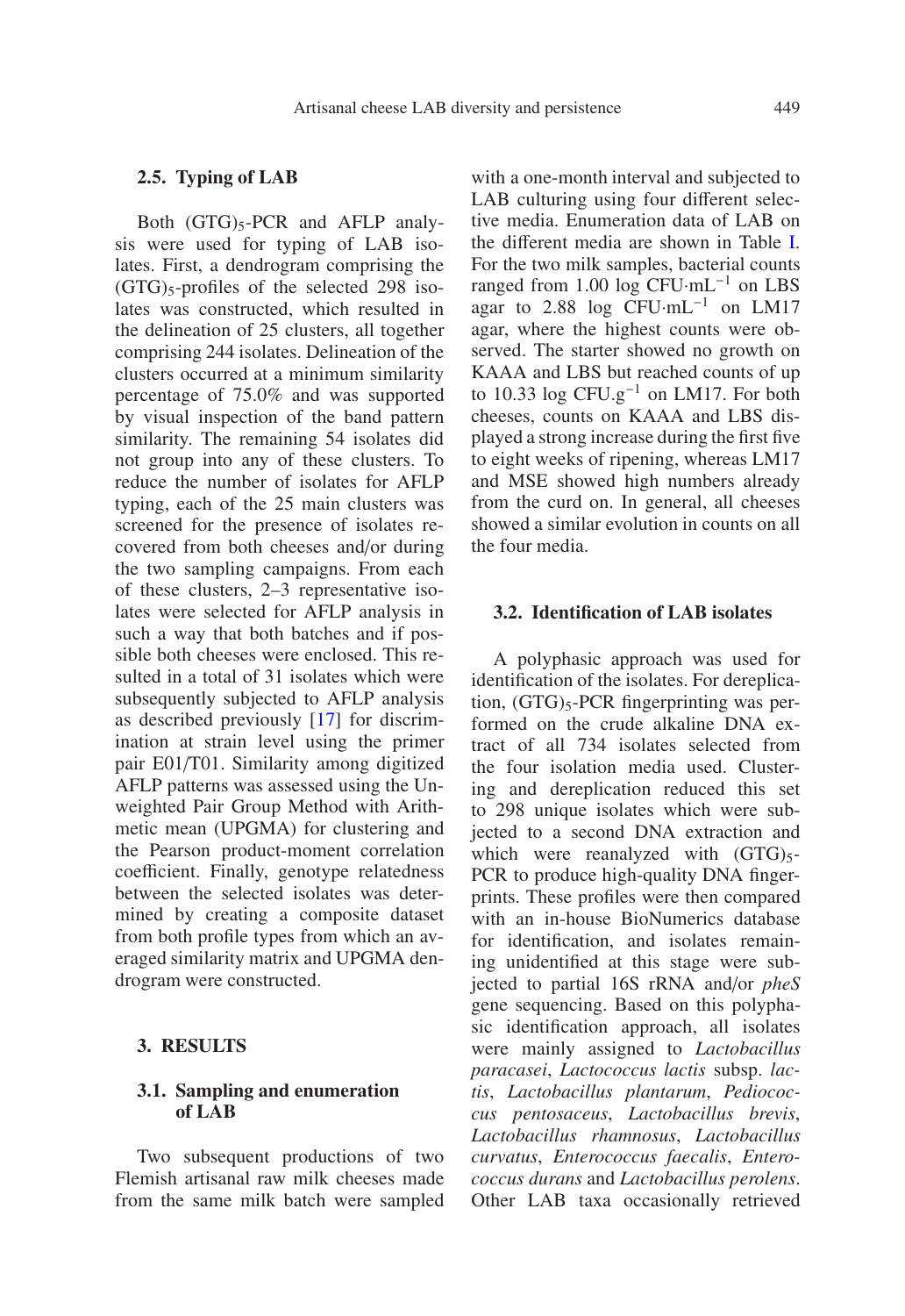### 2.5. Typing of LAB

Both $(GTG)_5$-PCR and AFLP analysis were used for typing of LAB isolates. First, a dendrogram comprising the $(GTG)_5$-profiles of the selected 298 isolates was constructed, which resulted in the delineation of 25 clusters, all together comprising 244 isolates. Delineation of the clusters occurred at a minimum similarity percentage of 75.0% and was supported by visual inspection of the band pattern similarity. The remaining 54 isolates did not group into any of these clusters. To reduce the number of isolates for AFLP typing, each of the 25 main clusters was screened for the presence of isolates recovered from both cheeses and/or during the two sampling campaigns. From each of these clusters, 2–3 representative isolates were selected for AFLP analysis in such a way that both batches and if possible both cheeses were enclosed. This resulted in a total of 31 isolates which were subsequently subjected to AFLP analysis as described previously [17] for discrimination at strain level using the primer pair E01/T01. Similarity among digitized AFLP patterns was assessed using the Unweighted Pair Group Method with Arithmetic mean (UPGMA) for clustering and the Pearson product-moment correlation coefficient. Finally, genotype relatedness between the selected isolates was determined by creating a composite dataset from both profile types from which an averaged similarity matrix and UPGMA dendrogram were constructed.

## 3. RESULTS

### 3.1. Sampling and enumeration of LAB

Two subsequent productions of two Flemish artisanal raw milk cheeses made from the same milk batch were sampled with a one-month interval and subjected to LAB culturing using four different selective media. Enumeration data of LAB on the different media are shown in Table I. For the two milk samples, bacterial counts ranged from 1.00 log $CFU{\cdot}mL^{-1}$ on LBS agar to 2.88 log $CFU{\cdot}mL^{-1}$ on LM17 agar, where the highest counts were observed. The starter showed no growth on KAAA and LBS but reached counts of up to 10.33 log $CFU.g^{-1}$ on LM17. For both cheeses, counts on KAAA and LBS displayed a strong increase during the first five to eight weeks of ripening, whereas LM17 and MSE showed high numbers already from the curd on. In general, all cheeses showed a similar evolution in counts on all the four media.

### 3.2. Identification of LAB isolates

A polyphasic approach was used for identification of the isolates. For dereplication, $(GTG)_5$-PCR fingerprinting was performed on the crude alkaline DNA extract of all 734 isolates selected from the four isolation media used. Clustering and dereplication reduced this set to 298 unique isolates which were subjected to a second DNA extraction and which were reanalyzed with $(GTG)_5$-PCR to produce high-quality DNA fingerprints. These profiles were then compared with an in-house BioNumerics database for identification, and isolates remaining unidentified at this stage were subjected to partial 16S rRNA and/or *pheS* gene sequencing. Based on this polyphasic identification approach, all isolates were mainly assigned to *Lactobacillus paracasei*, *Lactococcus lactis* subsp. *lactis*, *Lactobacillus plantarum*, *Pediococcus pentosaceus*, *Lactobacillus brevis*, *Lactobacillus rhamnosus*, *Lactobacillus curvatus*, *Enterococcus faecalis*, *Enterococcus durans* and *Lactobacillus perolens*. Other LAB taxa occasionally retrieved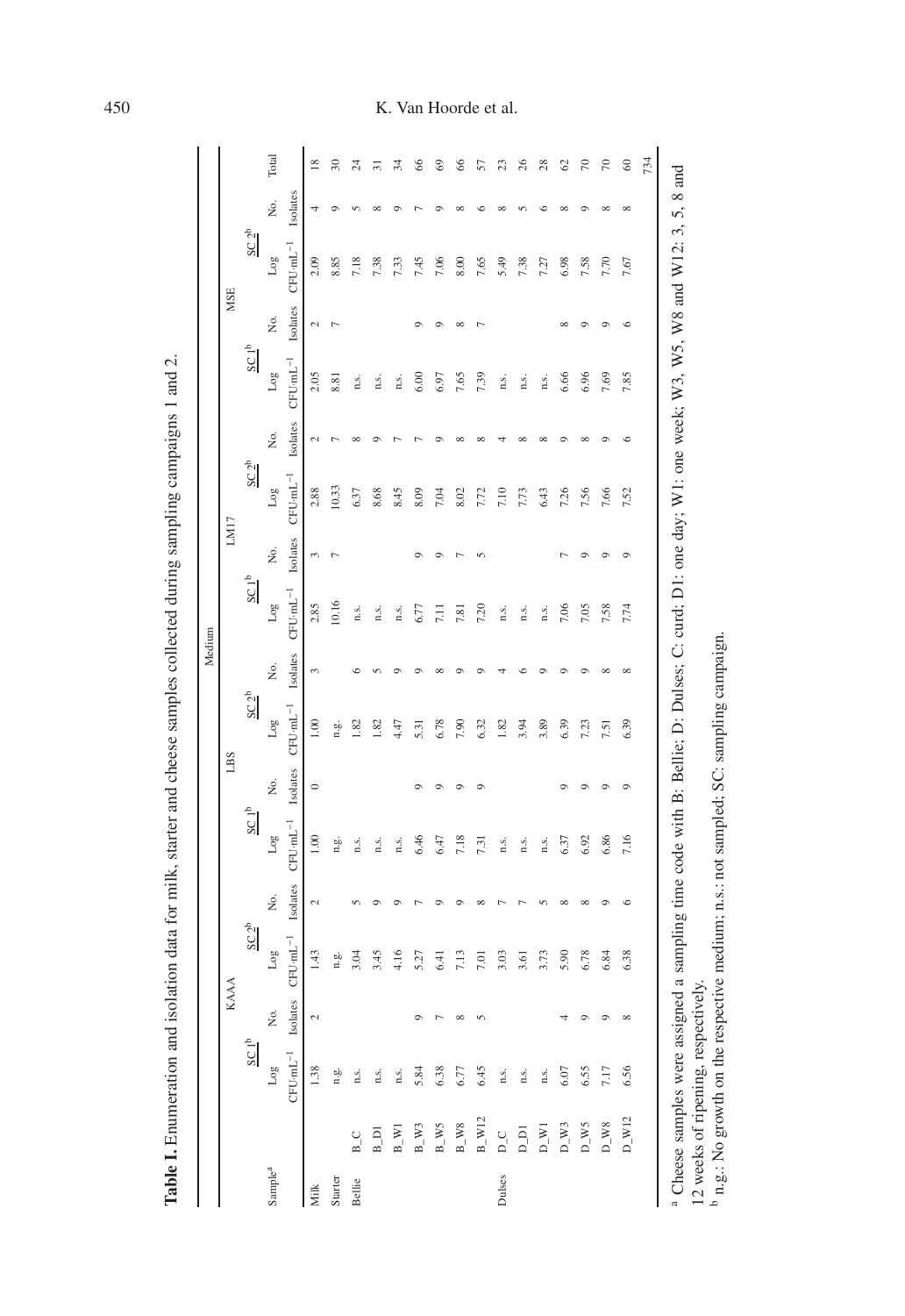**Table I.** Enumeration and isolation data for milk, starter and cheese samples collected during sampling campaigns 1 and 2.

| Sample[a] | | Medium | | | | | | | | | | | | | | | | |
|---|---|---|---|---|---|---|---|---|---|---|---|---|---|---|---|---|---|---|
| | | KAAA | | | | LBS | | | | LM17 | | | | MSE | | | | |
| | | SC 1[b] | | SC 2[b] | | SC 1[b] | | SC 2[b] | | SC 1[b] | | SC 2[b] | | SC 1[b] | | SC 2[b] | | |
| | | Log CFU·mL$^{-1}$ | No. Isolates | Log CFU·mL$^{-1}$ | No. Isolates | Log CFU·mL$^{-1}$ | No. Isolates | Log CFU·mL$^{-1}$ | No. Isolates | Log CFU·mL$^{-1}$ | No. Isolates | Log CFU·mL$^{-1}$ | No. Isolates | Log CFU·mL$^{-1}$ | No. Isolates | Log CFU·mL$^{-1}$ | No. Isolates | Total |
| Milk | | 1.38 | 2 | 1.43 | 2 | 1.00 | 0 | 1.00 | 3 | 2.85 | 3 | 2.88 | 2 | 2.05 | 2 | 2.09 | 4 | 18 |
| Starter | | n.g. | | n.g. | | n.g. | | n.g. | | 10.16 | 7 | 10.33 | 7 | 8.81 | 7 | 8.85 | 9 | 30 |
| Bellie | B_C | n.s. | | 3.04 | 5 | n.s. | | 1.82 | 6 | n.s. | | 6.37 | 8 | n.s. | | 7.18 | 5 | 24 |
| | B_D1 | n.s. | | 3.45 | 9 | n.s. | | 1.82 | 5 | n.s. | | 8.68 | 9 | n.s. | | 7.38 | 8 | 31 |
| | B_W1 | n.s. | | 4.16 | 9 | n.s. | | 4.47 | 9 | n.s. | | 8.45 | 7 | n.s. | | 7.33 | 9 | 34 |
| | B_W3 | 5.84 | 9 | 5.27 | 7 | 6.46 | 9 | 5.31 | 9 | 6.77 | 9 | 8.09 | 7 | 6.00 | 9 | 7.45 | 7 | 66 |
| | B_W5 | 6.38 | 7 | 6.41 | 9 | 6.47 | 9 | 6.78 | 8 | 7.11 | 9 | 7.04 | 9 | 6.97 | 9 | 7.06 | 9 | 69 |
| | B_W8 | 6.77 | 8 | 7.13 | 9 | 7.18 | 9 | 7.90 | 9 | 7.81 | 7 | 8.02 | 8 | 7.65 | 8 | 8.00 | 8 | 66 |
| | B_W12 | 6.45 | 5 | 7.01 | 8 | 7.31 | 9 | 6.32 | 9 | 7.20 | 5 | 7.72 | 8 | 7.39 | 7 | 7.65 | 6 | 57 |
| Dulses | D_C | n.s. | | 3.03 | 7 | n.s. | | 1.82 | 4 | n.s. | | 7.10 | 4 | n.s. | | 5.49 | 8 | 23 |
| | D_D1 | n.s. | | 3.61 | 7 | n.s. | | 3.94 | 6 | n.s. | | 7.73 | 8 | n.s. | | 7.38 | 5 | 26 |
| | D_W1 | n.s. | | 3.73 | 5 | n.s. | | 3.89 | 9 | n.s. | | 6.43 | 8 | n.s. | | 7.27 | 6 | 28 |
| | D_W3 | 6.07 | 4 | 5.90 | 8 | 6.37 | 9 | 6.39 | 9 | 7.06 | 7 | 7.26 | 9 | 6.66 | 8 | 6.98 | 8 | 62 |
| | D_W5 | 6.55 | 9 | 6.78 | 8 | 6.92 | 9 | 7.23 | 9 | 7.05 | 9 | 7.56 | 8 | 6.96 | 9 | 7.58 | 9 | 70 |
| | D_W8 | 7.17 | 9 | 6.84 | 9 | 6.86 | 9 | 7.51 | 8 | 7.58 | 9 | 7.66 | 9 | 7.69 | 9 | 7.70 | 8 | 70 |
| | D_W12 | 6.56 | 8 | 6.38 | 6 | 7.16 | 9 | 6.39 | 8 | 7.74 | 9 | 7.52 | 6 | 7.85 | 6 | 7.67 | 8 | 60 |
| | | | | | | | | | | | | | | | | | | 734 |

[a] Cheese samples were assigned a sampling time code with B: Bellie; D: Dulses; C: curd; D1: one day; W1: one week; W3, W5, W8 and W12: 3, 5, 8 and 12 weeks of ripening, respectively.

[b] n.g.: No growth on the respective medium; n.s.: not sampled; SC: sampling campaign.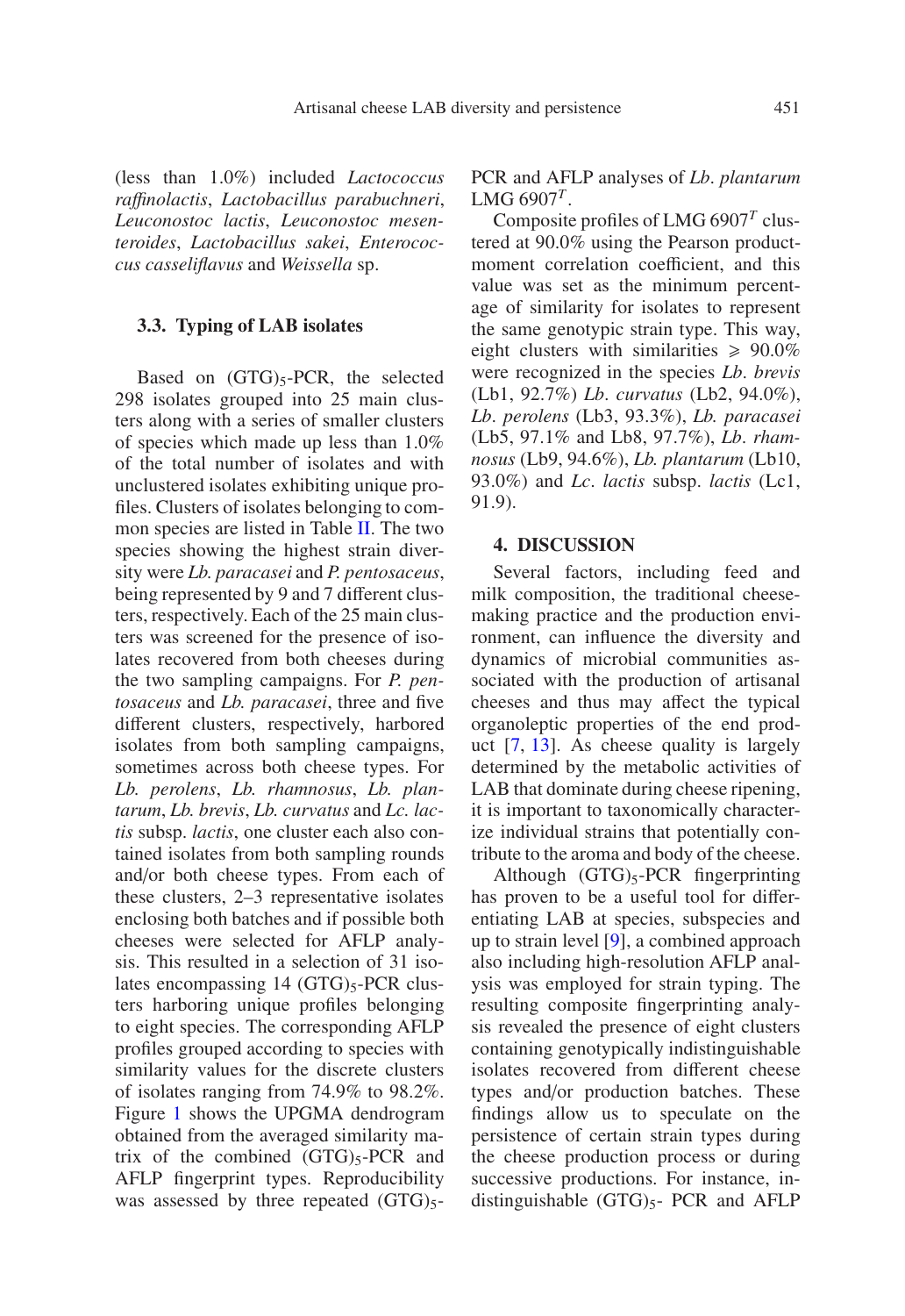(less than 1.0%) included *Lactococcus raffinolactis*, *Lactobacillus parabuchneri*, *Leuconostoc lactis*, *Leuconostoc mesenteroides*, *Lactobacillus sakei*, *Enterococcus casseliflavus* and *Weissella* sp.

### 3.3. Typing of LAB isolates

Based on $(GTG)_5$-PCR, the selected 298 isolates grouped into 25 main clusters along with a series of smaller clusters of species which made up less than 1.0% of the total number of isolates and with unclustered isolates exhibiting unique profiles. Clusters of isolates belonging to common species are listed in Table II. The two species showing the highest strain diversity were *Lb. paracasei* and *P. pentosaceus*, being represented by 9 and 7 different clusters, respectively. Each of the 25 main clusters was screened for the presence of isolates recovered from both cheeses during the two sampling campaigns. For *P. pentosaceus* and *Lb. paracasei*, three and five different clusters, respectively, harbored isolates from both sampling campaigns, sometimes across both cheese types. For *Lb. perolens*, *Lb. rhamnosus*, *Lb. plantarum*, *Lb. brevis*, *Lb. curvatus* and *Lc. lactis* subsp. *lactis*, one cluster each also contained isolates from both sampling rounds and/or both cheese types. From each of these clusters, 2–3 representative isolates enclosing both batches and if possible both cheeses were selected for AFLP analysis. This resulted in a selection of 31 isolates encompassing 14 $(GTG)_5$-PCR clusters harboring unique profiles belonging to eight species. The corresponding AFLP profiles grouped according to species with similarity values for the discrete clusters of isolates ranging from 74.9% to 98.2%. Figure 1 shows the UPGMA dendrogram obtained from the averaged similarity matrix of the combined $(GTG)_5$-PCR and AFLP fingerprint types. Reproducibility was assessed by three repeated $(GTG)_5$-PCR and AFLP analyses of *Lb. plantarum* LMG 6907$^T$.

Composite profiles of LMG 6907$^T$ clustered at 90.0% using the Pearson product-moment correlation coefficient, and this value was set as the minimum percentage of similarity for isolates to represent the same genotypic strain type. This way, eight clusters with similarities $\geqslant$ 90.0% were recognized in the species *Lb. brevis* (Lb1, 92.7%) *Lb. curvatus* (Lb2, 94.0%), *Lb. perolens* (Lb3, 93.3%), *Lb. paracasei* (Lb5, 97.1% and Lb8, 97.7%), *Lb. rhamnosus* (Lb9, 94.6%), *Lb. plantarum* (Lb10, 93.0%) and *Lc. lactis* subsp. *lactis* (Lc1, 91.9).

## 4. DISCUSSION

Several factors, including feed and milk composition, the traditional cheese-making practice and the production environment, can influence the diversity and dynamics of microbial communities associated with the production of artisanal cheeses and thus may affect the typical organoleptic properties of the end product [7, 13]. As cheese quality is largely determined by the metabolic activities of LAB that dominate during cheese ripening, it is important to taxonomically characterize individual strains that potentially contribute to the aroma and body of the cheese.

Although $(GTG)_5$-PCR fingerprinting has proven to be a useful tool for differentiating LAB at species, subspecies and up to strain level [9], a combined approach also including high-resolution AFLP analysis was employed for strain typing. The resulting composite fingerprinting analysis revealed the presence of eight clusters containing genotypically indistinguishable isolates recovered from different cheese types and/or production batches. These findings allow us to speculate on the persistence of certain strain types during the cheese production process or during successive productions. For instance, indistinguishable $(GTG)_5$- PCR and AFLP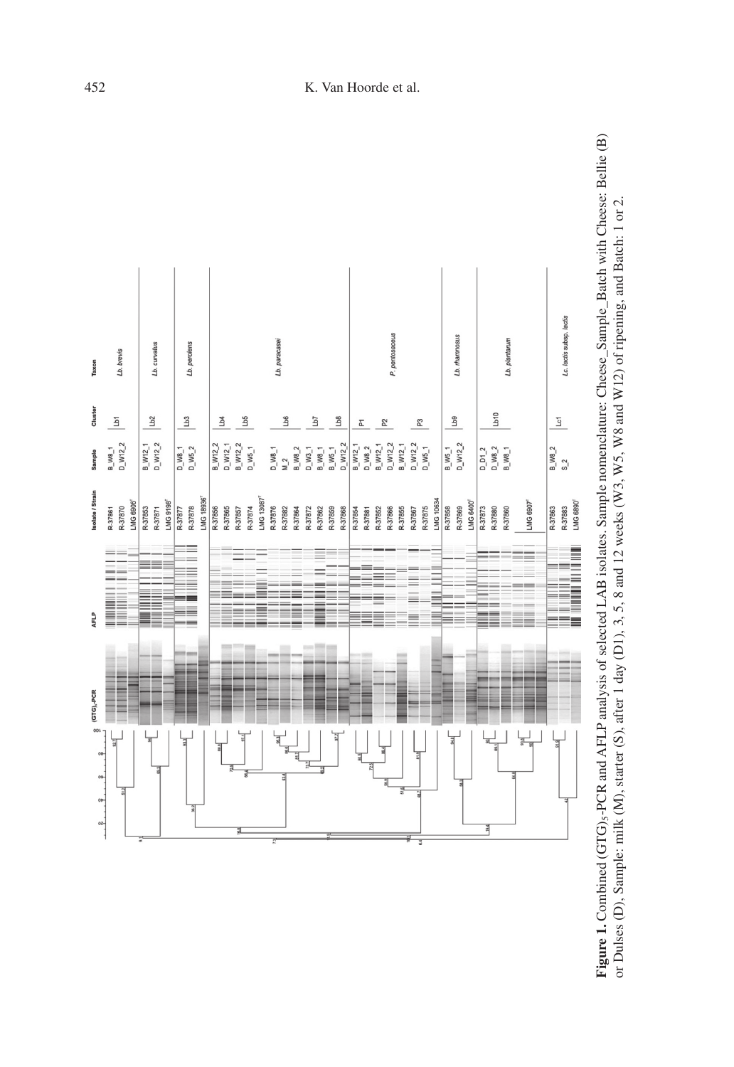**Figure 1.** Combined $(GTG)_5$-PCR and AFLP analysis of selected LAB isolates. Sample nomenclature: Cheese_Sample_Batch with Cheese: Bellie (B) or Dulses (D), Sample: milk (M), starter (S), after 1 day (D1), 3, 5, 8 and 12 weeks (W3, W5, W8 and W12) of ripening, and Batch: 1 or 2.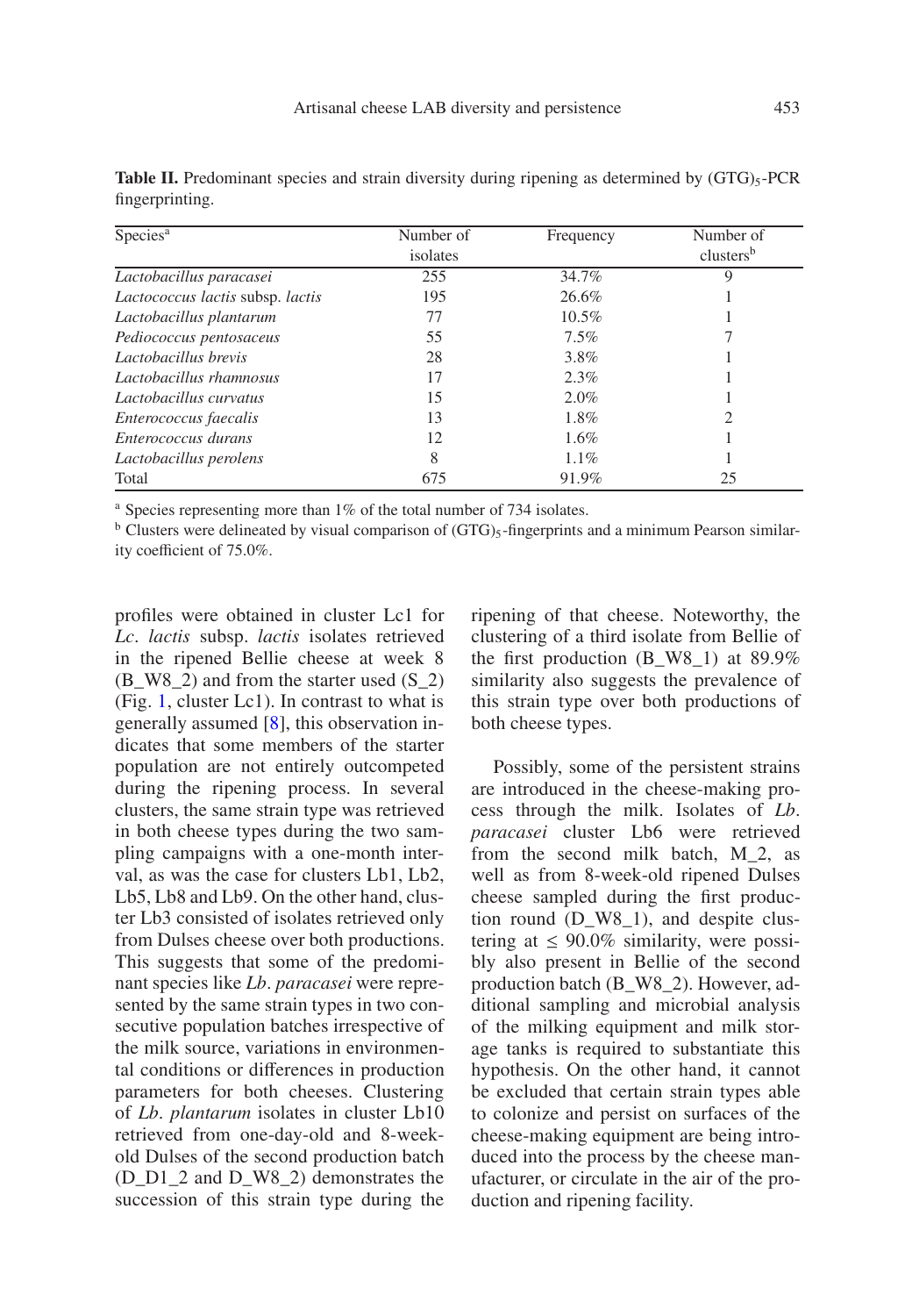**Table II.** Predominant species and strain diversity during ripening as determined by $(GTG)_5$-PCR fingerprinting.

| Species[a] | Number of isolates | Frequency | Number of clusters[b] |
|---|---|---|---|
| *Lactobacillus paracasei* | 255 | 34.7% | 9 |
| *Lactococcus lactis* subsp. *lactis* | 195 | 26.6% | 1 |
| *Lactobacillus plantarum* | 77 | 10.5% | 1 |
| *Pediococcus pentosaceus* | 55 | 7.5% | 7 |
| *Lactobacillus brevis* | 28 | 3.8% | 1 |
| *Lactobacillus rhamnosus* | 17 | 2.3% | 1 |
| *Lactobacillus curvatus* | 15 | 2.0% | 1 |
| *Enterococcus faecalis* | 13 | 1.8% | 2 |
| *Enterococcus durans* | 12 | 1.6% | 1 |
| *Lactobacillus perolens* | 8 | 1.1% | 1 |
| Total | 675 | 91.9% | 25 |

[a] Species representing more than 1% of the total number of 734 isolates.

[b] Clusters were delineated by visual comparison of $(GTG)_5$-fingerprints and a minimum Pearson similarity coefficient of 75.0%.

profiles were obtained in cluster Lc1 for *Lc. lactis* subsp. *lactis* isolates retrieved in the ripened Bellie cheese at week 8 (B_W8_2) and from the starter used (S_2) (Fig. 1, cluster Lc1). In contrast to what is generally assumed [8], this observation indicates that some members of the starter population are not entirely outcompeted during the ripening process. In several clusters, the same strain type was retrieved in both cheese types during the two sampling campaigns with a one-month interval, as was the case for clusters Lb1, Lb2, Lb5, Lb8 and Lb9. On the other hand, cluster Lb3 consisted of isolates retrieved only from Dulses cheese over both productions. This suggests that some of the predominant species like *Lb. paracasei* were represented by the same strain types in two consecutive population batches irrespective of the milk source, variations in environmental conditions or differences in production parameters for both cheeses. Clustering of *Lb. plantarum* isolates in cluster Lb10 retrieved from one-day-old and 8-week-old Dulses of the second production batch (D_D1_2 and D_W8_2) demonstrates the succession of this strain type during the ripening of that cheese. Noteworthy, the clustering of a third isolate from Bellie of the first production (B_W8_1) at 89.9% similarity also suggests the prevalence of this strain type over both productions of both cheese types.

Possibly, some of the persistent strains are introduced in the cheese-making process through the milk. Isolates of *Lb. paracasei* cluster Lb6 were retrieved from the second milk batch, M_2, as well as from 8-week-old ripened Dulses cheese sampled during the first production round (D_W8_1), and despite clustering at $\leq$ 90.0% similarity, were possibly also present in Bellie of the second production batch (B_W8_2). However, additional sampling and microbial analysis of the milking equipment and milk storage tanks is required to substantiate this hypothesis. On the other hand, it cannot be excluded that certain strain types able to colonize and persist on surfaces of the cheese-making equipment are being introduced into the process by the cheese manufacturer, or circulate in the air of the production and ripening facility.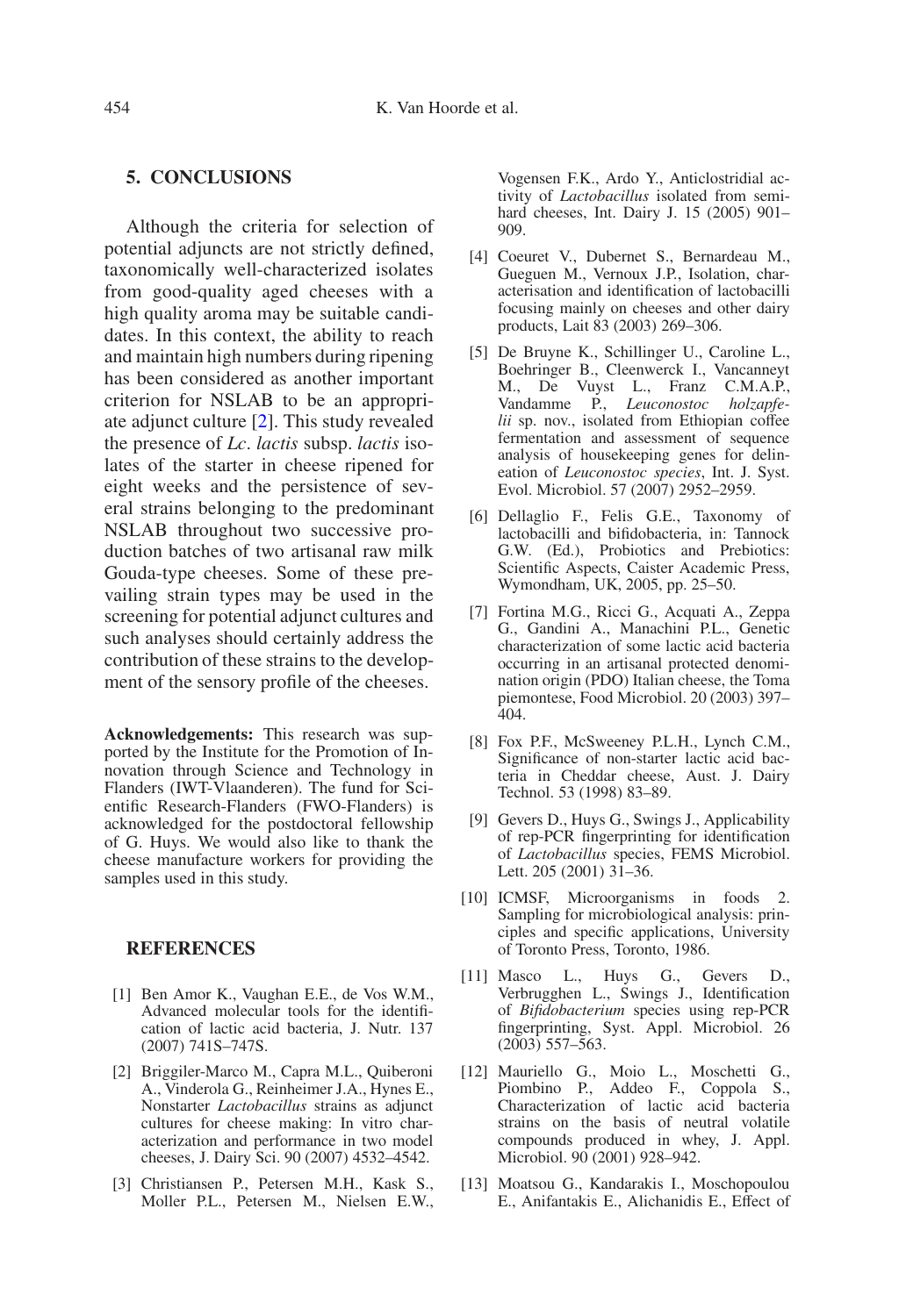## 5. CONCLUSIONS

Although the criteria for selection of potential adjuncts are not strictly defined, taxonomically well-characterized isolates from good-quality aged cheeses with a high quality aroma may be suitable candidates. In this context, the ability to reach and maintain high numbers during ripening has been considered as another important criterion for NSLAB to be an appropriate adjunct culture [2]. This study revealed the presence of *Lc*. *lactis* subsp. *lactis* isolates of the starter in cheese ripened for eight weeks and the persistence of several strains belonging to the predominant NSLAB throughout two successive production batches of two artisanal raw milk Gouda-type cheeses. Some of these prevailing strain types may be used in the screening for potential adjunct cultures and such analyses should certainly address the contribution of these strains to the development of the sensory profile of the cheeses.

**Acknowledgements:** This research was supported by the Institute for the Promotion of Innovation through Science and Technology in Flanders (IWT-Vlaanderen). The fund for Scientific Research-Flanders (FWO-Flanders) is acknowledged for the postdoctoral fellowship of G. Huys. We would also like to thank the cheese manufacture workers for providing the samples used in this study.

## REFERENCES

[1] Ben Amor K., Vaughan E.E., de Vos W.M., Advanced molecular tools for the identification of lactic acid bacteria, J. Nutr. 137 (2007) 741S–747S.

[2] Briggiler-Marco M., Capra M.L., Quiberoni A., Vinderola G., Reinheimer J.A., Hynes E., Nonstarter *Lactobacillus* strains as adjunct cultures for cheese making: In vitro characterization and performance in two model cheeses, J. Dairy Sci. 90 (2007) 4532–4542.

[3] Christiansen P., Petersen M.H., Kask S., Moller P.L., Petersen M., Nielsen E.W., Vogensen F.K., Ardo Y., Anticlostridial activity of *Lactobacillus* isolated from semi-hard cheeses, Int. Dairy J. 15 (2005) 901–909.

[4] Coeuret V., Dubernet S., Bernardeau M., Gueguen M., Vernoux J.P., Isolation, characterisation and identification of lactobacilli focusing mainly on cheeses and other dairy products, Lait 83 (2003) 269–306.

[5] De Bruyne K., Schillinger U., Caroline L., Boehringer B., Cleenwerck I., Vancanneyt M., De Vuyst L., Franz C.M.A.P., Vandamme P., *Leuconostoc holzapfelii* sp. nov., isolated from Ethiopian coffee fermentation and assessment of sequence analysis of housekeeping genes for delineation of *Leuconostoc species*, Int. J. Syst. Evol. Microbiol. 57 (2007) 2952–2959.

[6] Dellaglio F., Felis G.E., Taxonomy of lactobacilli and bifidobacteria, in: Tannock G.W. (Ed.), Probiotics and Prebiotics: Scientific Aspects, Caister Academic Press, Wymondham, UK, 2005, pp. 25–50.

[7] Fortina M.G., Ricci G., Acquati A., Zeppa G., Gandini A., Manachini P.L., Genetic characterization of some lactic acid bacteria occurring in an artisanal protected denomination origin (PDO) Italian cheese, the Toma piemontese, Food Microbiol. 20 (2003) 397–404.

[8] Fox P.F., McSweeney P.L.H., Lynch C.M., Significance of non-starter lactic acid bacteria in Cheddar cheese, Aust. J. Dairy Technol. 53 (1998) 83–89.

[9] Gevers D., Huys G., Swings J., Applicability of rep-PCR fingerprinting for identification of *Lactobacillus* species, FEMS Microbiol. Lett. 205 (2001) 31–36.

[10] ICMSF, Microorganisms in foods 2. Sampling for microbiological analysis: principles and specific applications, University of Toronto Press, Toronto, 1986.

[11] Masco L., Huys G., Gevers D., Verbrugghen L., Swings J., Identification of *Bifidobacterium* species using rep-PCR fingerprinting, Syst. Appl. Microbiol. 26 (2003) 557–563.

[12] Mauriello G., Moio L., Moschetti G., Piombino P., Addeo F., Coppola S., Characterization of lactic acid bacteria strains on the basis of neutral volatile compounds produced in whey, J. Appl. Microbiol. 90 (2001) 928–942.

[13] Moatsou G., Kandarakis I., Moschopoulou E., Anifantakis E., Alichanidis E., Effect of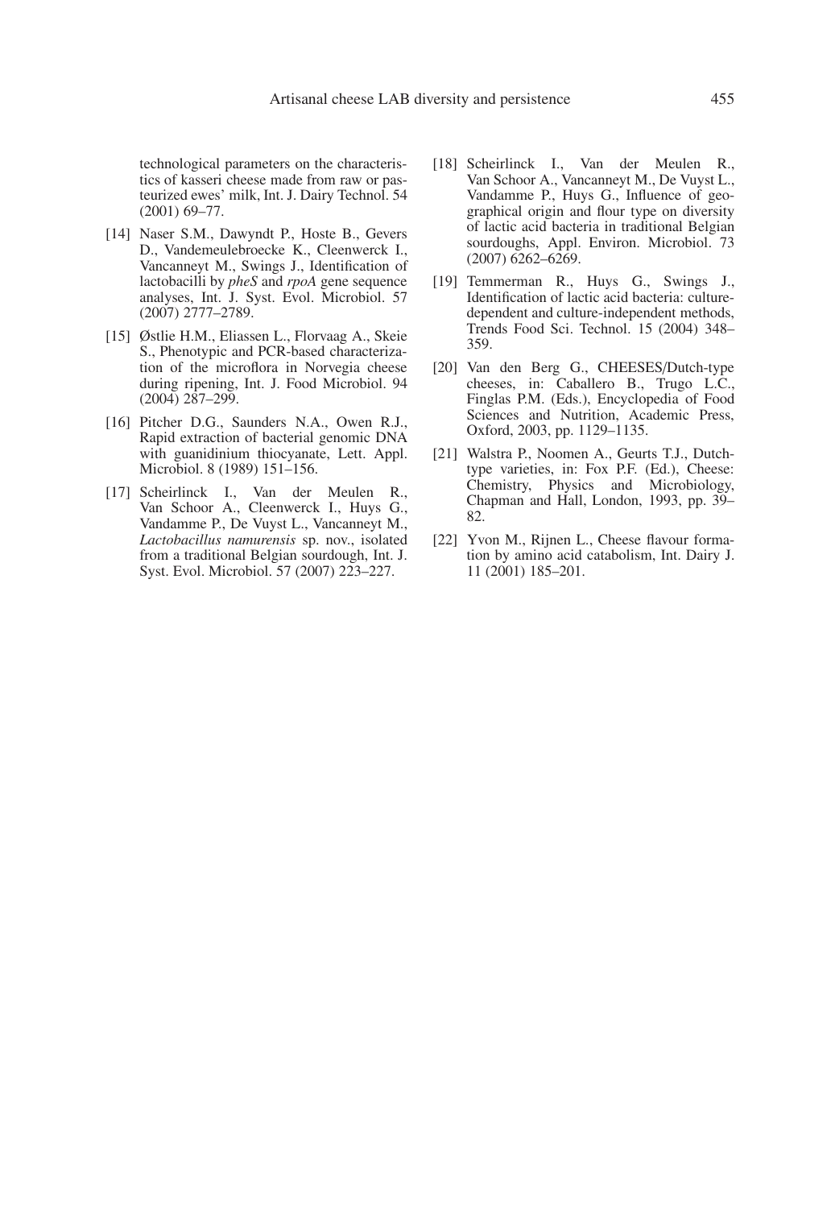technological parameters on the characteristics of kasseri cheese made from raw or pasteurized ewes' milk, Int. J. Dairy Technol. 54 (2001) 69–77.

[14] Naser S.M., Dawyndt P., Hoste B., Gevers D., Vandemeulebroecke K., Cleenwerck I., Vancanneyt M., Swings J., Identification of lactobacilli by *pheS* and *rpoA* gene sequence analyses, Int. J. Syst. Evol. Microbiol. 57 (2007) 2777–2789.

[15] Østlie H.M., Eliassen L., Florvaag A., Skeie S., Phenotypic and PCR-based characterization of the microflora in Norvegia cheese during ripening, Int. J. Food Microbiol. 94 (2004) 287–299.

[16] Pitcher D.G., Saunders N.A., Owen R.J., Rapid extraction of bacterial genomic DNA with guanidinium thiocyanate, Lett. Appl. Microbiol. 8 (1989) 151–156.

[17] Scheirlinck I., Van der Meulen R., Van Schoor A., Cleenwerck I., Huys G., Vandamme P., De Vuyst L., Vancanneyt M., *Lactobacillus namurensis* sp. nov., isolated from a traditional Belgian sourdough, Int. J. Syst. Evol. Microbiol. 57 (2007) 223–227.

[18] Scheirlinck I., Van der Meulen R., Van Schoor A., Vancanneyt M., De Vuyst L., Vandamme P., Huys G., Influence of geographical origin and flour type on diversity of lactic acid bacteria in traditional Belgian sourdoughs, Appl. Environ. Microbiol. 73 (2007) 6262–6269.

[19] Temmerman R., Huys G., Swings J., Identification of lactic acid bacteria: culture-dependent and culture-independent methods, Trends Food Sci. Technol. 15 (2004) 348–359.

[20] Van den Berg G., CHEESES/Dutch-type cheeses, in: Caballero B., Trugo L.C., Finglas P.M. (Eds.), Encyclopedia of Food Sciences and Nutrition, Academic Press, Oxford, 2003, pp. 1129–1135.

[21] Walstra P., Noomen A., Geurts T.J., Dutch-type varieties, in: Fox P.F. (Ed.), Cheese: Chemistry, Physics and Microbiology, Chapman and Hall, London, 1993, pp. 39–82.

[22] Yvon M., Rijnen L., Cheese flavour formation by amino acid catabolism, Int. Dairy J. 11 (2001) 185–201.